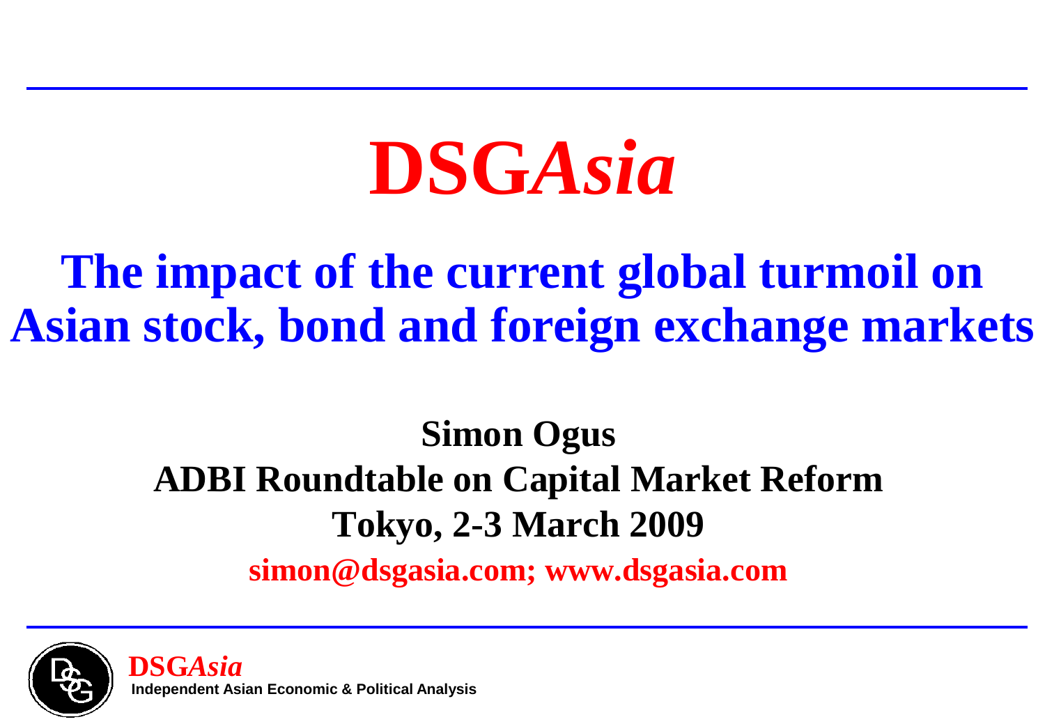# DSG*Asia*

## The impact of the current global turmoil on Asian stock, bond and foreign exchange markets

**Simon Ogus**

**ADBI Roundtable on Capital Market Reform**

**Tokyo, 2-3 March 2009**

**simon@dsgasia.com; www.dsgasia.com**

**DSG*Asia***
**Independent Asian Economic & Political Analysis**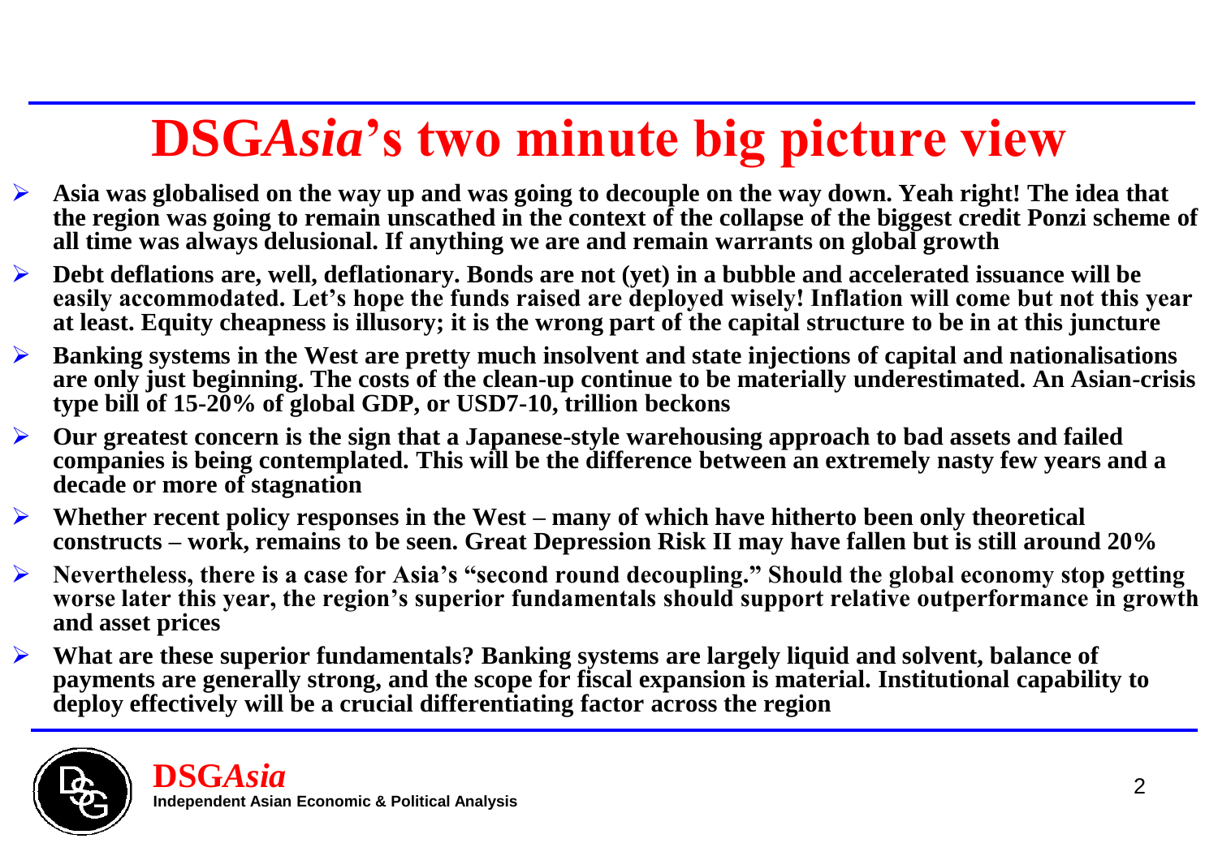# DSG*Asia*'s two minute big picture view

- **Asia was globalised on the way up and was going to decouple on the way down. Yeah right! The idea that the region was going to remain unscathed in the context of the collapse of the biggest credit Ponzi scheme of all time was always delusional. If anything we are and remain warrants on global growth**
- **Debt deflations are, well, deflationary. Bonds are not (yet) in a bubble and accelerated issuance will be easily accommodated. Let's hope the funds raised are deployed wisely! Inflation will come but not this year at least. Equity cheapness is illusory; it is the wrong part of the capital structure to be in at this juncture**
- **Banking systems in the West are pretty much insolvent and state injections of capital and nationalisations are only just beginning. The costs of the clean-up continue to be materially underestimated. An Asian-crisis type bill of 15-20% of global GDP, or USD7-10, trillion beckons**
- **Our greatest concern is the sign that a Japanese-style warehousing approach to bad assets and failed companies is being contemplated. This will be the difference between an extremely nasty few years and a decade or more of stagnation**
- **Whether recent policy responses in the West – many of which have hitherto been only theoretical constructs – work, remains to be seen. Great Depression Risk II may have fallen but is still around 20%**
- **Nevertheless, there is a case for Asia's "second round decoupling." Should the global economy stop getting worse later this year, the region's superior fundamentals should support relative outperformance in growth and asset prices**
- **What are these superior fundamentals? Banking systems are largely liquid and solvent, balance of payments are generally strong, and the scope for fiscal expansion is material. Institutional capability to deploy effectively will be a crucial differentiating factor across the region**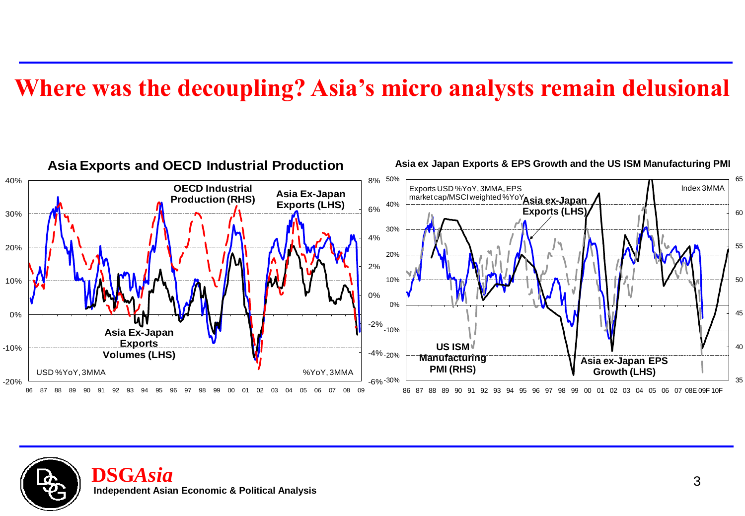# Where was the decoupling? Asia's micro analysts remain delusional

**Asia Exports and OECD Industrial Production**

OECD Industrial Production (RHS)

Asia Ex-Japan Exports (LHS)

Asia Ex-Japan Exports Volumes (LHS)

USD %YoY, 3MMA

%YoY, 3MMA

**Asia ex Japan Exports & EPS Growth and the US ISM Manufacturing PMI**

Exports USD %YoY, 3MMA, EPS market cap/MSCI weighted %YoY

Index 3MMA

Asia ex-Japan Exports (LHS)

US ISM Manufacturing PMI (RHS)

Asia ex-Japan EPS Growth (LHS)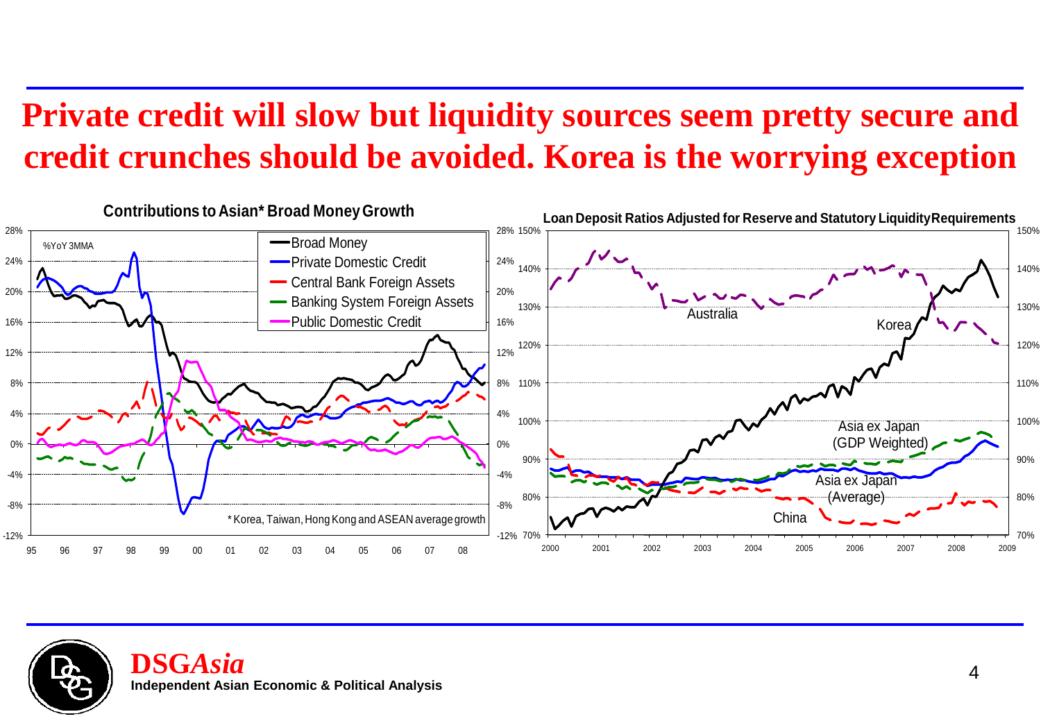# Private credit will slow but liquidity sources seem pretty secure and credit crunches should be avoided. Korea is the worrying exception

**Contributions to Asian* Broad Money Growth**

%YoY 3MMA

- Broad Money
- Private Domestic Credit
- Central Bank Foreign Assets
- Banking System Foreign Assets
- Public Domestic Credit

* Korea, Taiwan, Hong Kong and ASEAN average growth

**Loan Deposit Ratios Adjusted for Reserve and Statutory Liquidity Requirements**

Australia, Korea, Asia ex Japan (GDP Weighted), Asia ex Japan (Average), China

**DSG*Asia***

**Independent Asian Economic & Political Analysis**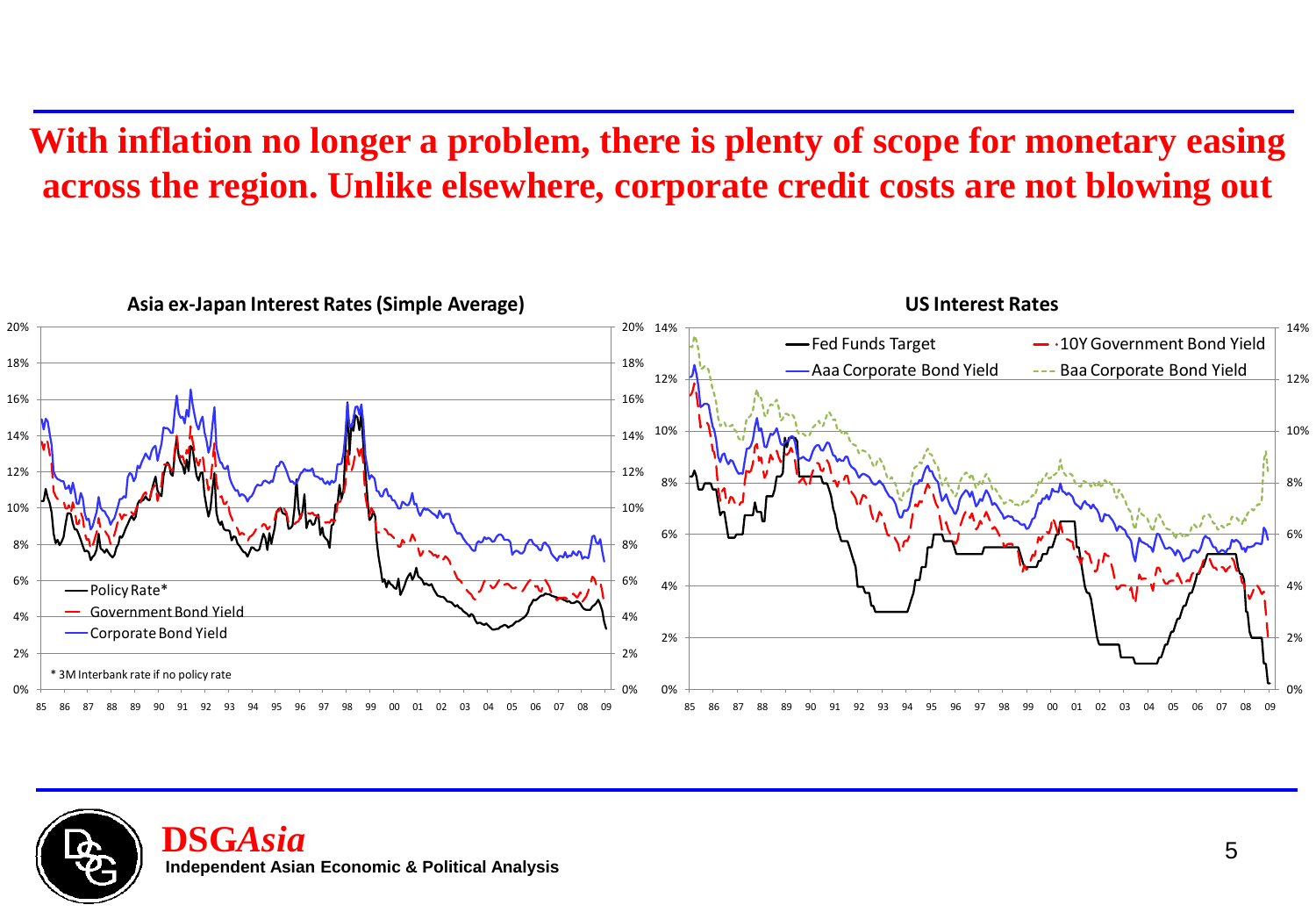# With inflation no longer a problem, there is plenty of scope for monetary easing across the region. Unlike elsewhere, corporate credit costs are not blowing out

**Asia ex-Japan Interest Rates (Simple Average)**

- Policy Rate*
- Government Bond Yield
- Corporate Bond Yield

\* 3M Interbank rate if no policy rate

**US Interest Rates**

- Fed Funds Target
- 10Y Government Bond Yield
- Aaa Corporate Bond Yield
- Baa Corporate Bond Yield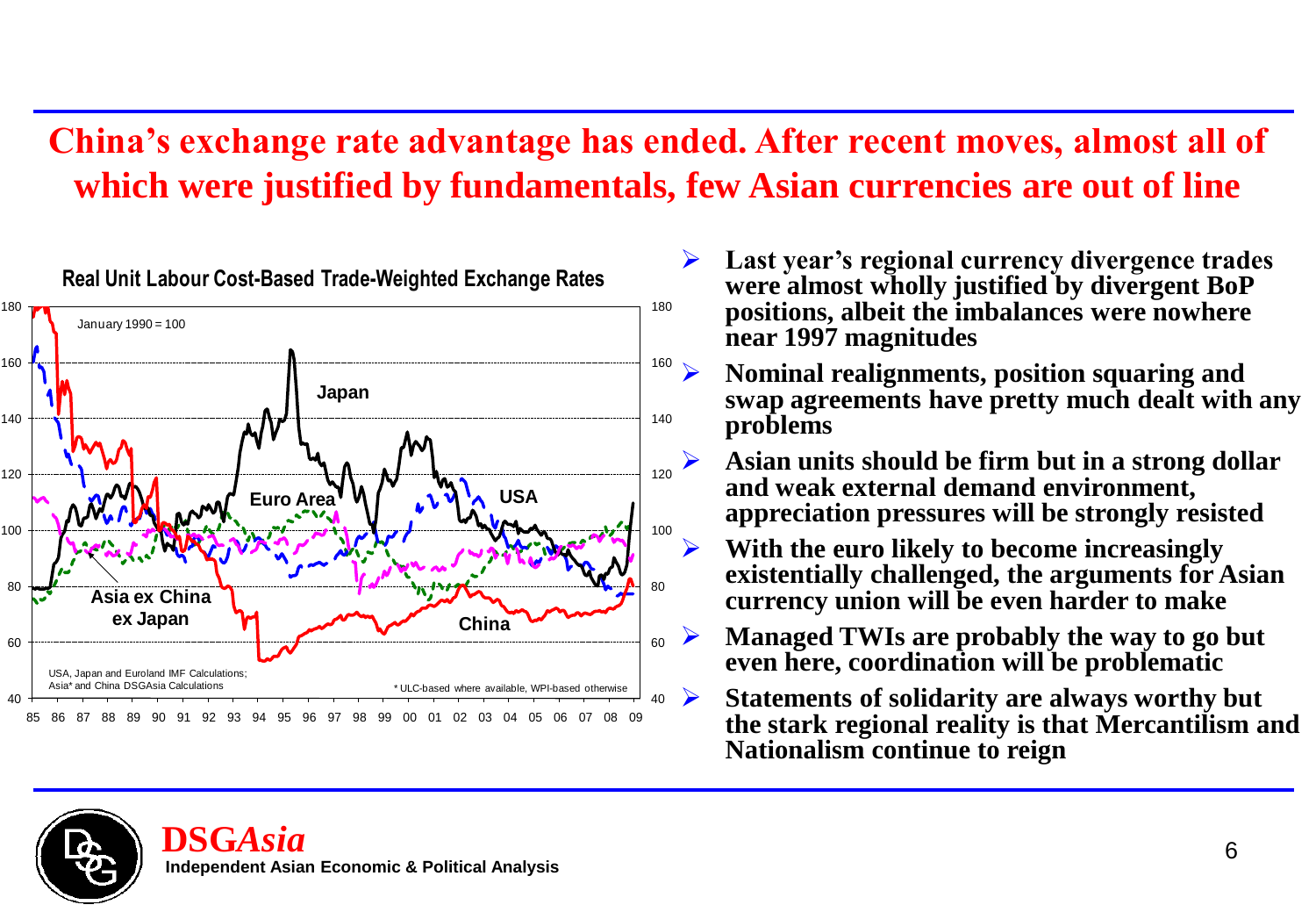# China's exchange rate advantage has ended. After recent moves, almost all of which were justified by fundamentals, few Asian currencies are out of line

**Real Unit Labour Cost-Based Trade-Weighted Exchange Rates**

January 1990 = 100

Japan, Euro Area, USA, Asia ex China ex Japan, China

USA, Japan and Euroland IMF Calculations; Asia* and China DSGAsia Calculations

\* ULC-based where available, WPI-based otherwise

- **Last year's regional currency divergence trades were almost wholly justified by divergent BoP positions, albeit the imbalances were nowhere near 1997 magnitudes**
- **Nominal realignments, position squaring and swap agreements have pretty much dealt with any problems**
- **Asian units should be firm but in a strong dollar and weak external demand environment, appreciation pressures will be strongly resisted**
- **With the euro likely to become increasingly existentially challenged, the arguments for Asian currency union will be even harder to make**
- **Managed TWIs are probably the way to go but even here, coordination will be problematic**
- **Statements of solidarity are always worthy but the stark regional reality is that Mercantilism and Nationalism continue to reign**

**DSG*Asia***
**Independent Asian Economic & Political Analysis**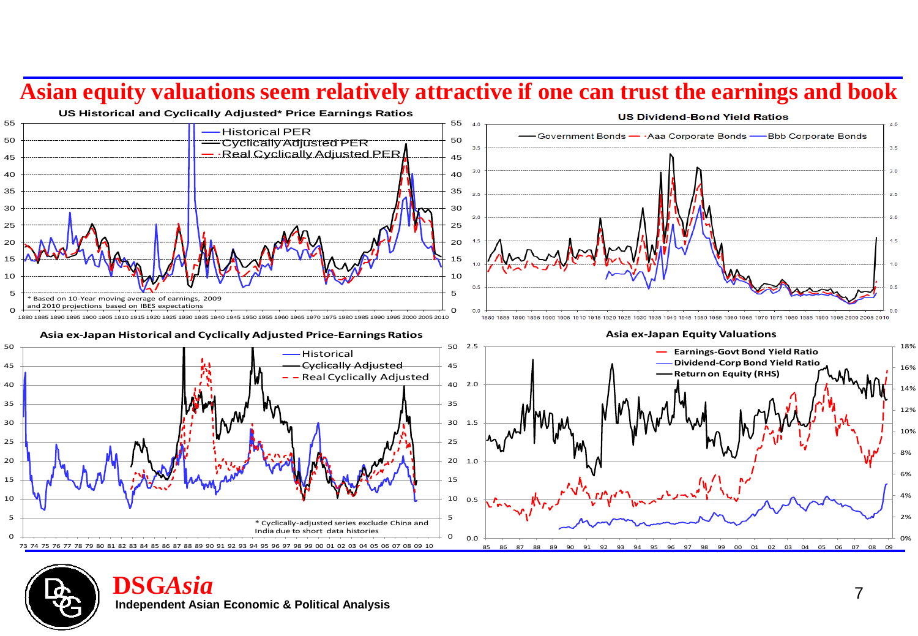# Asian equity valuations seem relatively attractive if one can trust the earnings and book

**US Historical and Cyclically Adjusted* Price Earnings Ratios**

Historical PER
Cyclically Adjusted PER
Real Cyclically Adjusted PER

* Based on 10-Year moving average of earnings, 2009 and 2010 projections based on IBES expectations

**US Dividend-Bond Yield Ratios**

Government Bonds
Aaa Corporate Bonds
Bbb Corporate Bonds

**Asia ex-Japan Historical and Cyclically Adjusted Price-Earnings Ratios**

Historical
Cyclically Adjusted
Real Cyclically Adjusted

* Cyclically-adjusted series exclude China and India due to short data histories

**Asia ex-Japan Equity Valuations**

Earnings-Govt Bond Yield Ratio
Dividend-Corp Bond Yield Ratio
Return on Equity (RHS)

**DSG*Asia***
**Independent Asian Economic & Political Analysis**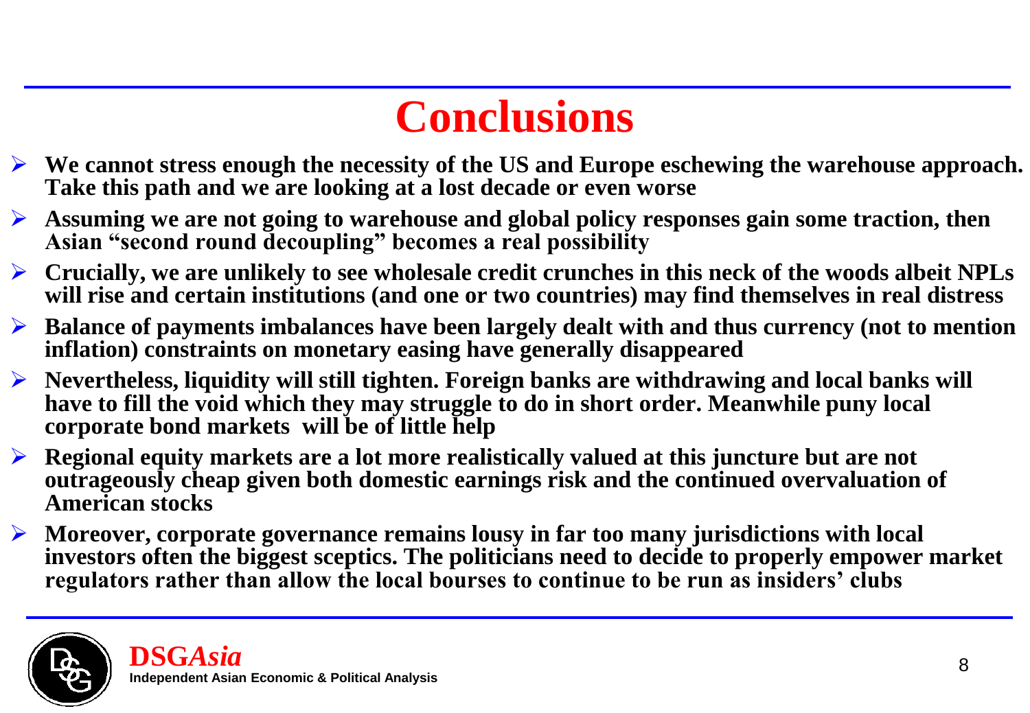# Conclusions

- **We cannot stress enough the necessity of the US and Europe eschewing the warehouse approach. Take this path and we are looking at a lost decade or even worse**
- **Assuming we are not going to warehouse and global policy responses gain some traction, then Asian "second round decoupling" becomes a real possibility**
- **Crucially, we are unlikely to see wholesale credit crunches in this neck of the woods albeit NPLs will rise and certain institutions (and one or two countries) may find themselves in real distress**
- **Balance of payments imbalances have been largely dealt with and thus currency (not to mention inflation) constraints on monetary easing have generally disappeared**
- **Nevertheless, liquidity will still tighten. Foreign banks are withdrawing and local banks will have to fill the void which they may struggle to do in short order. Meanwhile puny local corporate bond markets will be of little help**
- **Regional equity markets are a lot more realistically valued at this juncture but are not outrageously cheap given both domestic earnings risk and the continued overvaluation of American stocks**
- **Moreover, corporate governance remains lousy in far too many jurisdictions with local investors often the biggest sceptics. The politicians need to decide to properly empower market regulators rather than allow the local bourses to continue to be run as insiders' clubs**

**DSG*Asia***
**Independent Asian Economic & Political Analysis**